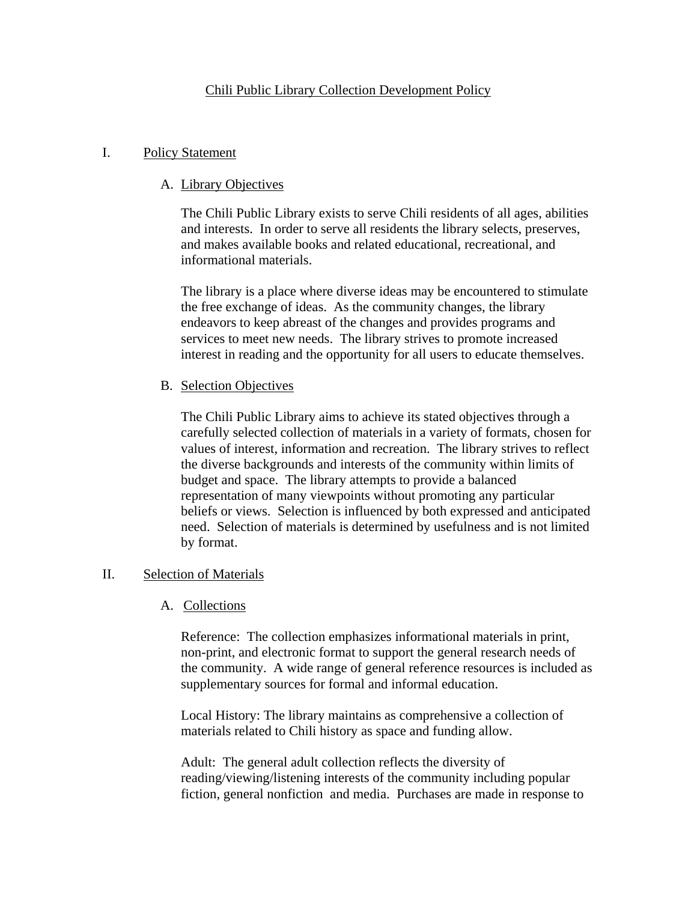# Chili Public Library Collection Development Policy

## I. Policy Statement

### A. Library Objectives

The Chili Public Library exists to serve Chili residents of all ages, abilities and interests. In order to serve all residents the library selects, preserves, and makes available books and related educational, recreational, and informational materials.

The library is a place where diverse ideas may be encountered to stimulate the free exchange of ideas. As the community changes, the library endeavors to keep abreast of the changes and provides programs and services to meet new needs. The library strives to promote increased interest in reading and the opportunity for all users to educate themselves.

### B. Selection Objectives

The Chili Public Library aims to achieve its stated objectives through a carefully selected collection of materials in a variety of formats, chosen for values of interest, information and recreation. The library strives to reflect the diverse backgrounds and interests of the community within limits of budget and space. The library attempts to provide a balanced representation of many viewpoints without promoting any particular beliefs or views. Selection is influenced by both expressed and anticipated need. Selection of materials is determined by usefulness and is not limited by format.

## II. Selection of Materials

### A. Collections

Reference: The collection emphasizes informational materials in print, non-print, and electronic format to support the general research needs of the community. A wide range of general reference resources is included as supplementary sources for formal and informal education.

Local History: The library maintains as comprehensive a collection of materials related to Chili history as space and funding allow.

Adult: The general adult collection reflects the diversity of reading/viewing/listening interests of the community including popular fiction, general nonfiction and media. Purchases are made in response to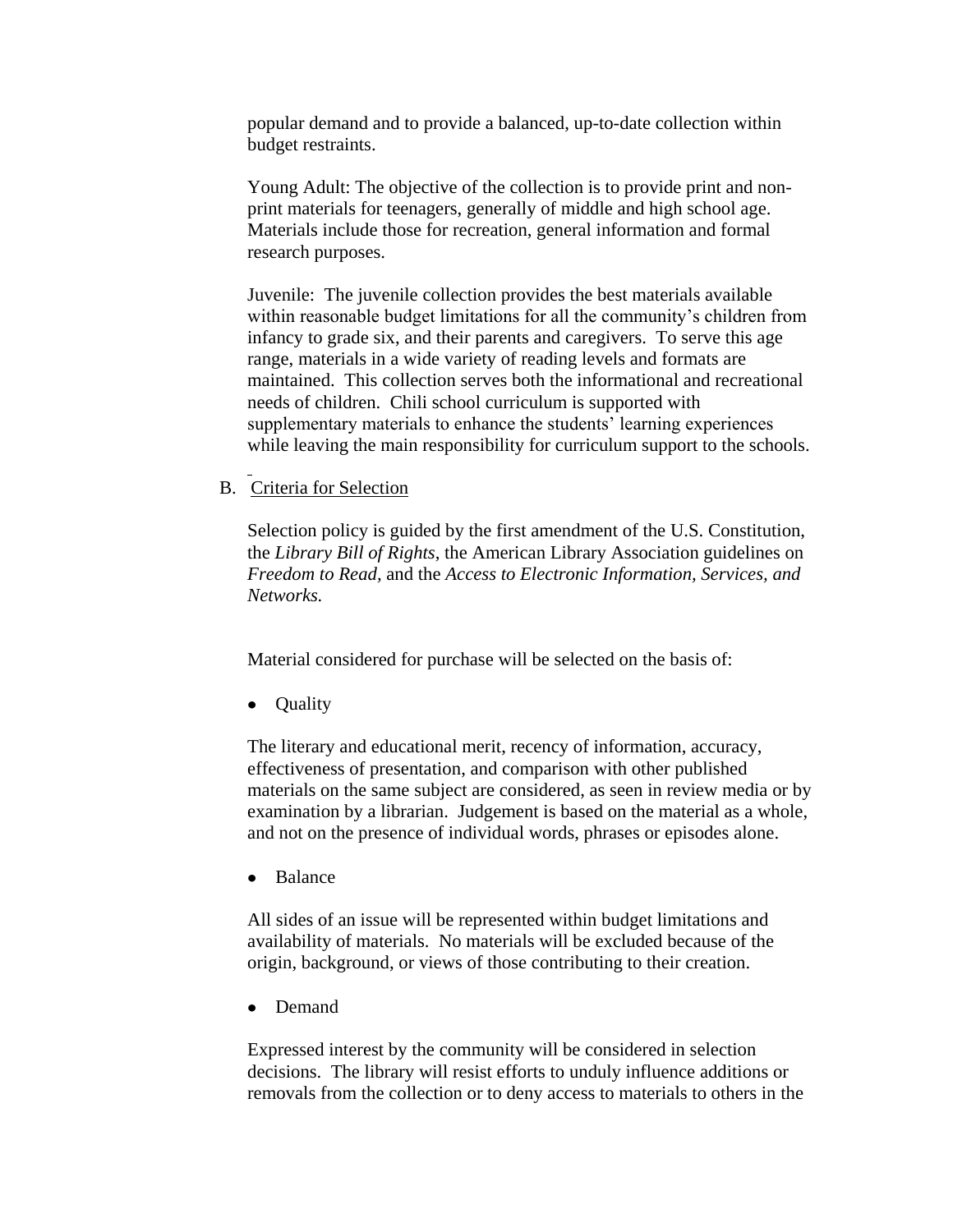popular demand and to provide a balanced, up-to-date collection within budget restraints.

Young Adult: The objective of the collection is to provide print and non-print materials for teenagers, generally of middle and high school age. Materials include those for recreation, general information and formal research purposes.

Juvenile: The juvenile collection provides the best materials available within reasonable budget limitations for all the community's children from infancy to grade six, and their parents and caregivers. To serve this age range, materials in a wide variety of reading levels and formats are maintained. This collection serves both the informational and recreational needs of children. Chili school curriculum is supported with supplementary materials to enhance the students' learning experiences while leaving the main responsibility for curriculum support to the schools.

B. Criteria for Selection

Selection policy is guided by the first amendment of the U.S. Constitution, the *Library Bill of Rights*, the American Library Association guidelines on *Freedom to Read,* and the *Access to Electronic Information, Services, and Networks.*

Material considered for purchase will be selected on the basis of:

- Quality

The literary and educational merit, recency of information, accuracy, effectiveness of presentation, and comparison with other published materials on the same subject are considered, as seen in review media or by examination by a librarian. Judgement is based on the material as a whole, and not on the presence of individual words, phrases or episodes alone.

- Balance

All sides of an issue will be represented within budget limitations and availability of materials. No materials will be excluded because of the origin, background, or views of those contributing to their creation.

- Demand

Expressed interest by the community will be considered in selection decisions. The library will resist efforts to unduly influence additions or removals from the collection or to deny access to materials to others in the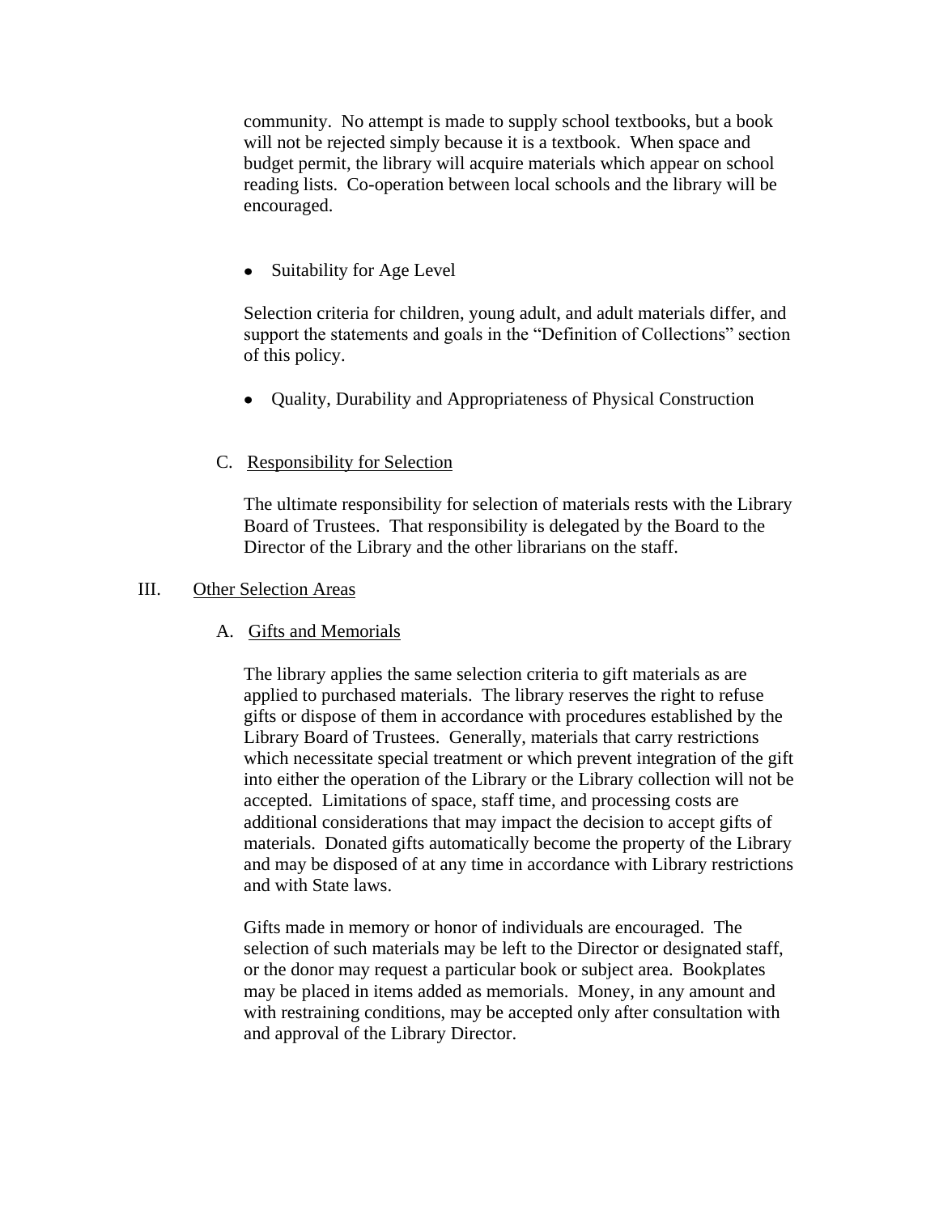community. No attempt is made to supply school textbooks, but a book will not be rejected simply because it is a textbook. When space and budget permit, the library will acquire materials which appear on school reading lists. Co-operation between local schools and the library will be encouraged.

- Suitability for Age Level

Selection criteria for children, young adult, and adult materials differ, and support the statements and goals in the "Definition of Collections" section of this policy.

- Quality, Durability and Appropriateness of Physical Construction

C. Responsibility for Selection

The ultimate responsibility for selection of materials rests with the Library Board of Trustees. That responsibility is delegated by the Board to the Director of the Library and the other librarians on the staff.

III. Other Selection Areas

A. Gifts and Memorials

The library applies the same selection criteria to gift materials as are applied to purchased materials. The library reserves the right to refuse gifts or dispose of them in accordance with procedures established by the Library Board of Trustees. Generally, materials that carry restrictions which necessitate special treatment or which prevent integration of the gift into either the operation of the Library or the Library collection will not be accepted. Limitations of space, staff time, and processing costs are additional considerations that may impact the decision to accept gifts of materials. Donated gifts automatically become the property of the Library and may be disposed of at any time in accordance with Library restrictions and with State laws.

Gifts made in memory or honor of individuals are encouraged. The selection of such materials may be left to the Director or designated staff, or the donor may request a particular book or subject area. Bookplates may be placed in items added as memorials. Money, in any amount and with restraining conditions, may be accepted only after consultation with and approval of the Library Director.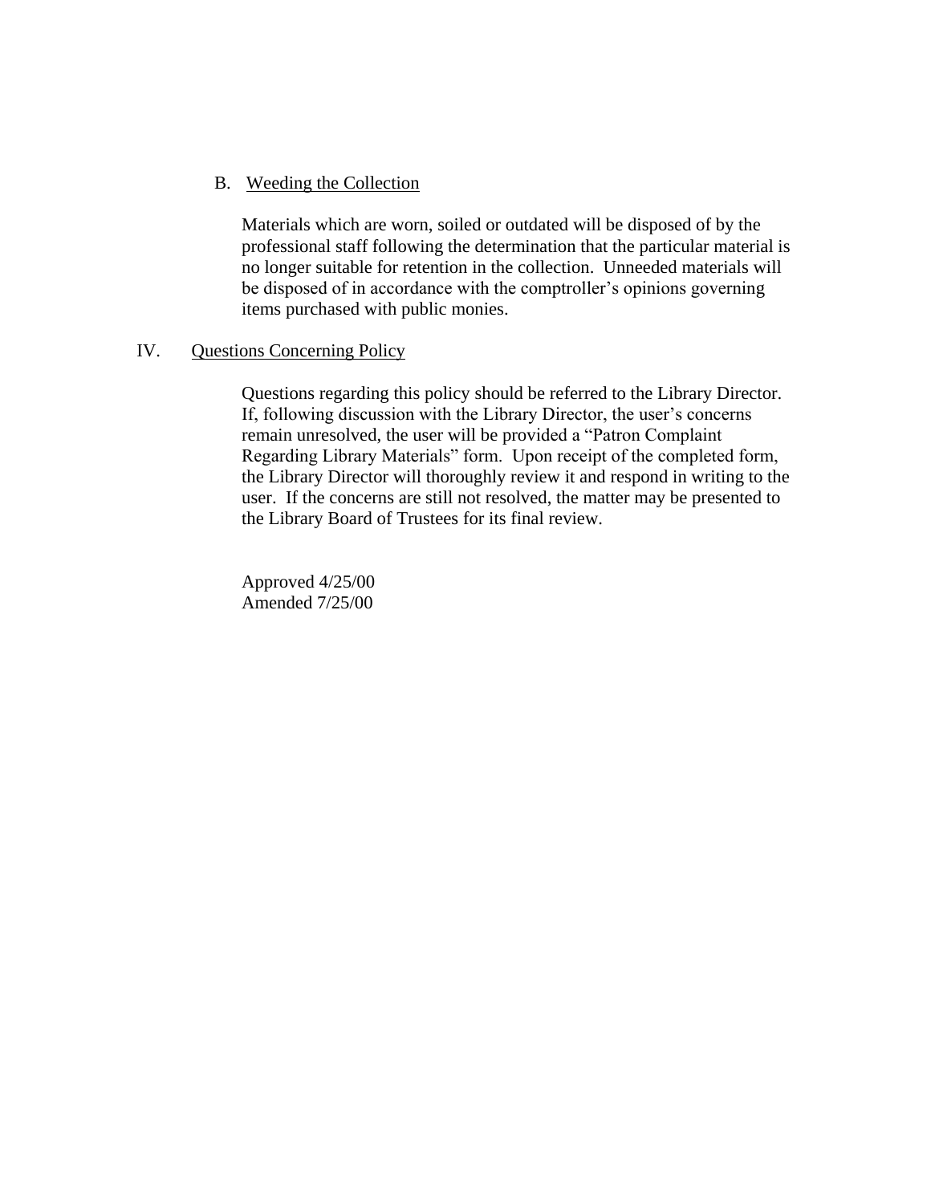B. Weeding the Collection

Materials which are worn, soiled or outdated will be disposed of by the professional staff following the determination that the particular material is no longer suitable for retention in the collection. Unneeded materials will be disposed of in accordance with the comptroller's opinions governing items purchased with public monies.

## IV. Questions Concerning Policy

Questions regarding this policy should be referred to the Library Director. If, following discussion with the Library Director, the user's concerns remain unresolved, the user will be provided a "Patron Complaint Regarding Library Materials" form. Upon receipt of the completed form, the Library Director will thoroughly review it and respond in writing to the user. If the concerns are still not resolved, the matter may be presented to the Library Board of Trustees for its final review.

Approved 4/25/00
Amended 7/25/00